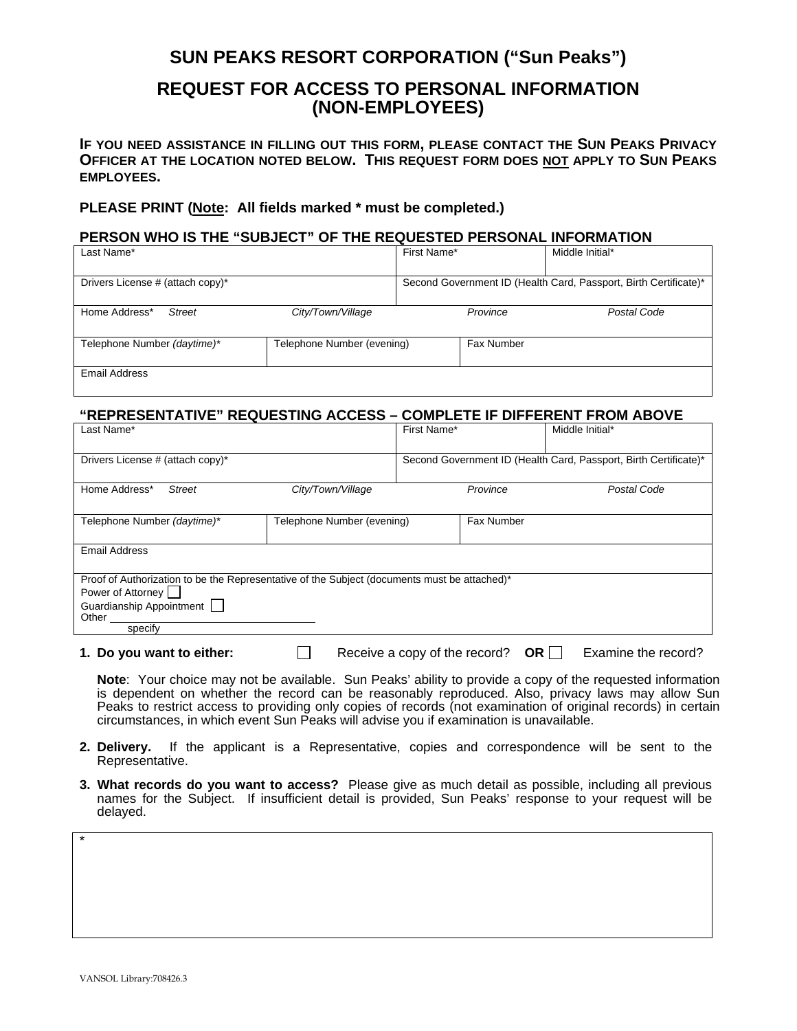# SUN PEAKS RESORT CORPORATION ("Sun Peaks")

## REQUEST FOR ACCESS TO PERSONAL INFORMATION (NON-EMPLOYEES)

**IF YOU NEED ASSISTANCE IN FILLING OUT THIS FORM, PLEASE CONTACT THE SUN PEAKS PRIVACY OFFICER AT THE LOCATION NOTED BELOW. THIS REQUEST FORM DOES NOT APPLY TO SUN PEAKS EMPLOYEES.**

**PLEASE PRINT (Note: All fields marked * must be completed.)**

### PERSON WHO IS THE "SUBJECT" OF THE REQUESTED PERSONAL INFORMATION

| Last Name* | | First Name* | Middle Initial* |
|---|---|---|---|
| Drivers License # (attach copy)* | | Second Government ID (Health Card, Passport, Birth Certificate)* | |
| Home Address* *Street* | *City/Town/Village* | *Province* | *Postal Code* |
| Telephone Number *(daytime)** | Telephone Number (evening) | Fax Number | |
| Email Address | | | |

### "REPRESENTATIVE" REQUESTING ACCESS – COMPLETE IF DIFFERENT FROM ABOVE

| Last Name* | | First Name* | Middle Initial* |
|---|---|---|---|
| Drivers License # (attach copy)* | | Second Government ID (Health Card, Passport, Birth Certificate)* | |
| Home Address* *Street* | *City/Town/Village* | *Province* | *Postal Code* |
| Telephone Number *(daytime)** | Telephone Number (evening) | Fax Number | |
| Email Address | | | |
| Proof of Authorization to be the Representative of the Subject (documents must be attached)*<br>Power of Attorney ☐<br>Guardianship Appointment ☐<br>Other ____________________<br>specify | | | |

1. **Do you want to either:** ☐ Receive a copy of the record? **OR** ☐ Examine the record?

   **Note**: Your choice may not be available. Sun Peaks' ability to provide a copy of the requested information is dependent on whether the record can be reasonably reproduced. Also, privacy laws may allow Sun Peaks to restrict access to providing only copies of records (not examination of original records) in certain circumstances, in which event Sun Peaks will advise you if examination is unavailable.

2. **Delivery.** If the applicant is a Representative, copies and correspondence will be sent to the Representative.

3. **What records do you want to access?** Please give as much detail as possible, including all previous names for the Subject. If insufficient detail is provided, Sun Peaks' response to your request will be delayed.

| * |
|---|
| |

VANSOL Library:708426.3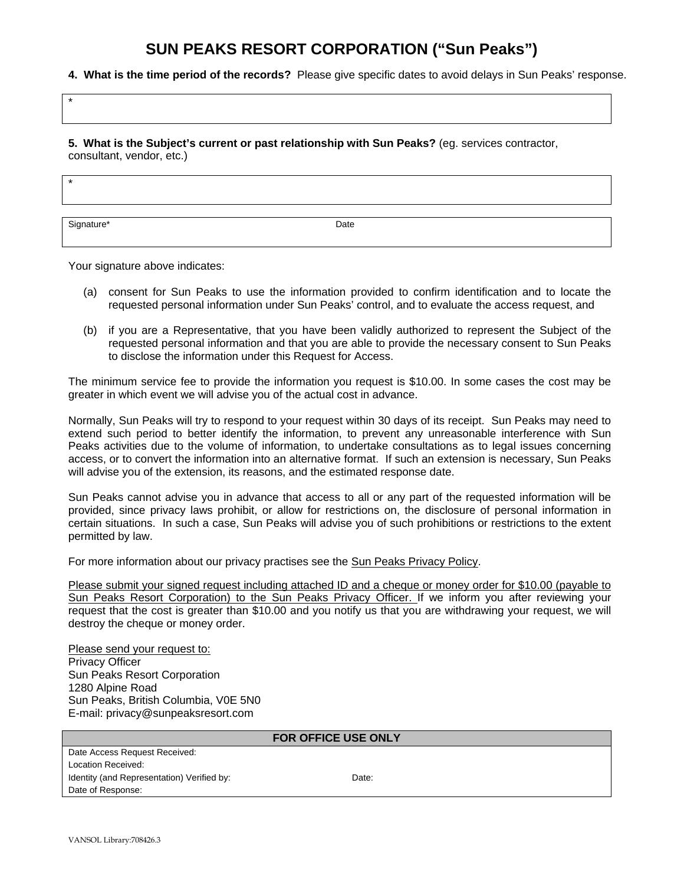# SUN PEAKS RESORT CORPORATION ("Sun Peaks")

**4. What is the time period of the records?** Please give specific dates to avoid delays in Sun Peaks' response.

| |
|---|
| * |

**5. What is the Subject's current or past relationship with Sun Peaks?** (eg. services contractor, consultant, vendor, etc.)

| |
|---|
| * |

| | |
|---|---|
| Signature* | Date |

Your signature above indicates:

(a) consent for Sun Peaks to use the information provided to confirm identification and to locate the requested personal information under Sun Peaks' control, and to evaluate the access request, and

(b) if you are a Representative, that you have been validly authorized to represent the Subject of the requested personal information and that you are able to provide the necessary consent to Sun Peaks to disclose the information under this Request for Access.

The minimum service fee to provide the information you request is $10.00. In some cases the cost may be greater in which event we will advise you of the actual cost in advance.

Normally, Sun Peaks will try to respond to your request within 30 days of its receipt. Sun Peaks may need to extend such period to better identify the information, to prevent any unreasonable interference with Sun Peaks activities due to the volume of information, to undertake consultations as to legal issues concerning access, or to convert the information into an alternative format. If such an extension is necessary, Sun Peaks will advise you of the extension, its reasons, and the estimated response date.

Sun Peaks cannot advise you in advance that access to all or any part of the requested information will be provided, since privacy laws prohibit, or allow for restrictions on, the disclosure of personal information in certain situations. In such a case, Sun Peaks will advise you of such prohibitions or restrictions to the extent permitted by law.

For more information about our privacy practises see the Sun Peaks Privacy Policy.

Please submit your signed request including attached ID and a cheque or money order for $10.00 (payable to Sun Peaks Resort Corporation) to the Sun Peaks Privacy Officer. If we inform you after reviewing your request that the cost is greater than $10.00 and you notify us that you are withdrawing your request, we will destroy the cheque or money order.

Please send your request to:
Privacy Officer
Sun Peaks Resort Corporation
1280 Alpine Road
Sun Peaks, British Columbia, V0E 5N0
E-mail: privacy@sunpeaksresort.com

| FOR OFFICE USE ONLY | |
|---|---|
| Date Access Request Received: | |
| Location Received: | |
| Identity (and Representation) Verified by: | Date: |
| Date of Response: | |

VANSOL Library:708426.3